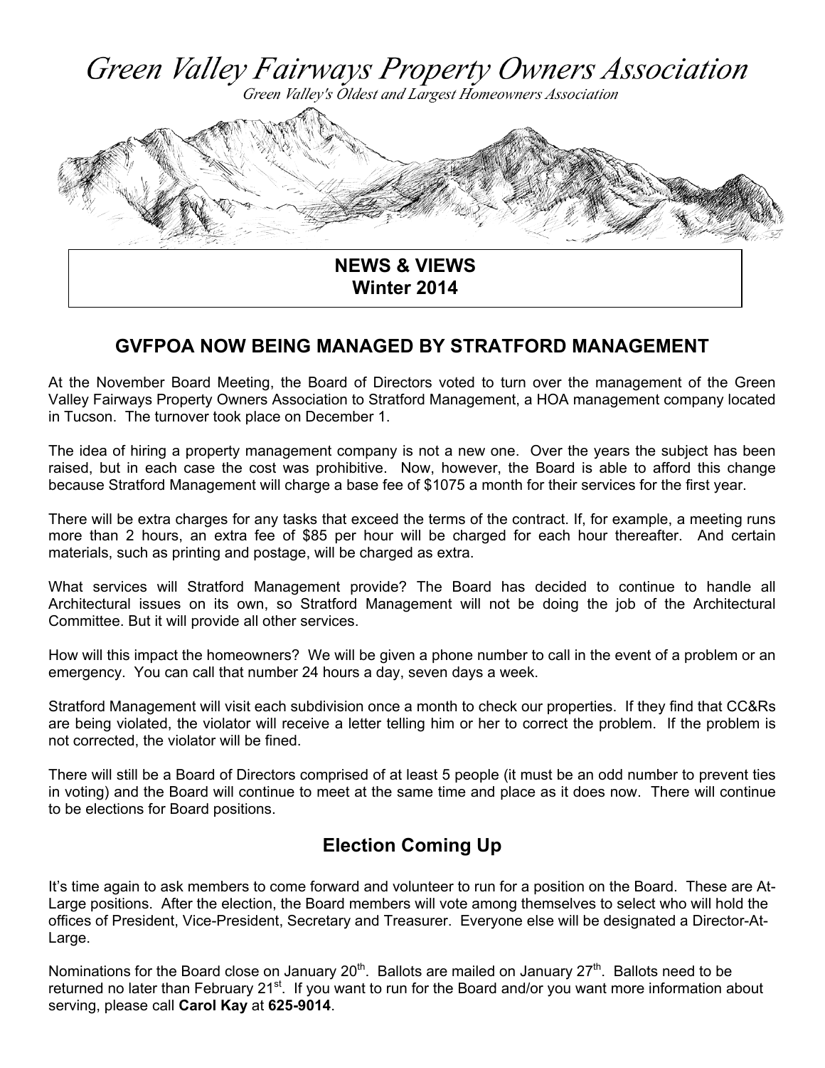# *Green Valley Fairways Property Owners Association*

*Green Valley's Oldest and Largest Homeowners Association*

**NEWS & VIEWS**
**Winter 2014**

## GVFPOA NOW BEING MANAGED BY STRATFORD MANAGEMENT

At the November Board Meeting, the Board of Directors voted to turn over the management of the Green Valley Fairways Property Owners Association to Stratford Management, a HOA management company located in Tucson. The turnover took place on December 1.

The idea of hiring a property management company is not a new one. Over the years the subject has been raised, but in each case the cost was prohibitive. Now, however, the Board is able to afford this change because Stratford Management will charge a base fee of $1075 a month for their services for the first year.

There will be extra charges for any tasks that exceed the terms of the contract. If, for example, a meeting runs more than 2 hours, an extra fee of $85 per hour will be charged for each hour thereafter. And certain materials, such as printing and postage, will be charged as extra.

What services will Stratford Management provide? The Board has decided to continue to handle all Architectural issues on its own, so Stratford Management will not be doing the job of the Architectural Committee. But it will provide all other services.

How will this impact the homeowners? We will be given a phone number to call in the event of a problem or an emergency. You can call that number 24 hours a day, seven days a week.

Stratford Management will visit each subdivision once a month to check our properties. If they find that CC&Rs are being violated, the violator will receive a letter telling him or her to correct the problem. If the problem is not corrected, the violator will be fined.

There will still be a Board of Directors comprised of at least 5 people (it must be an odd number to prevent ties in voting) and the Board will continue to meet at the same time and place as it does now. There will continue to be elections for Board positions.

## Election Coming Up

It's time again to ask members to come forward and volunteer to run for a position on the Board. These are At-Large positions. After the election, the Board members will vote among themselves to select who will hold the offices of President, Vice-President, Secretary and Treasurer. Everyone else will be designated a Director-At-Large.

Nominations for the Board close on January 20th. Ballots are mailed on January 27th. Ballots need to be returned no later than February 21st. If you want to run for the Board and/or you want more information about serving, please call **Carol Kay** at **625-9014**.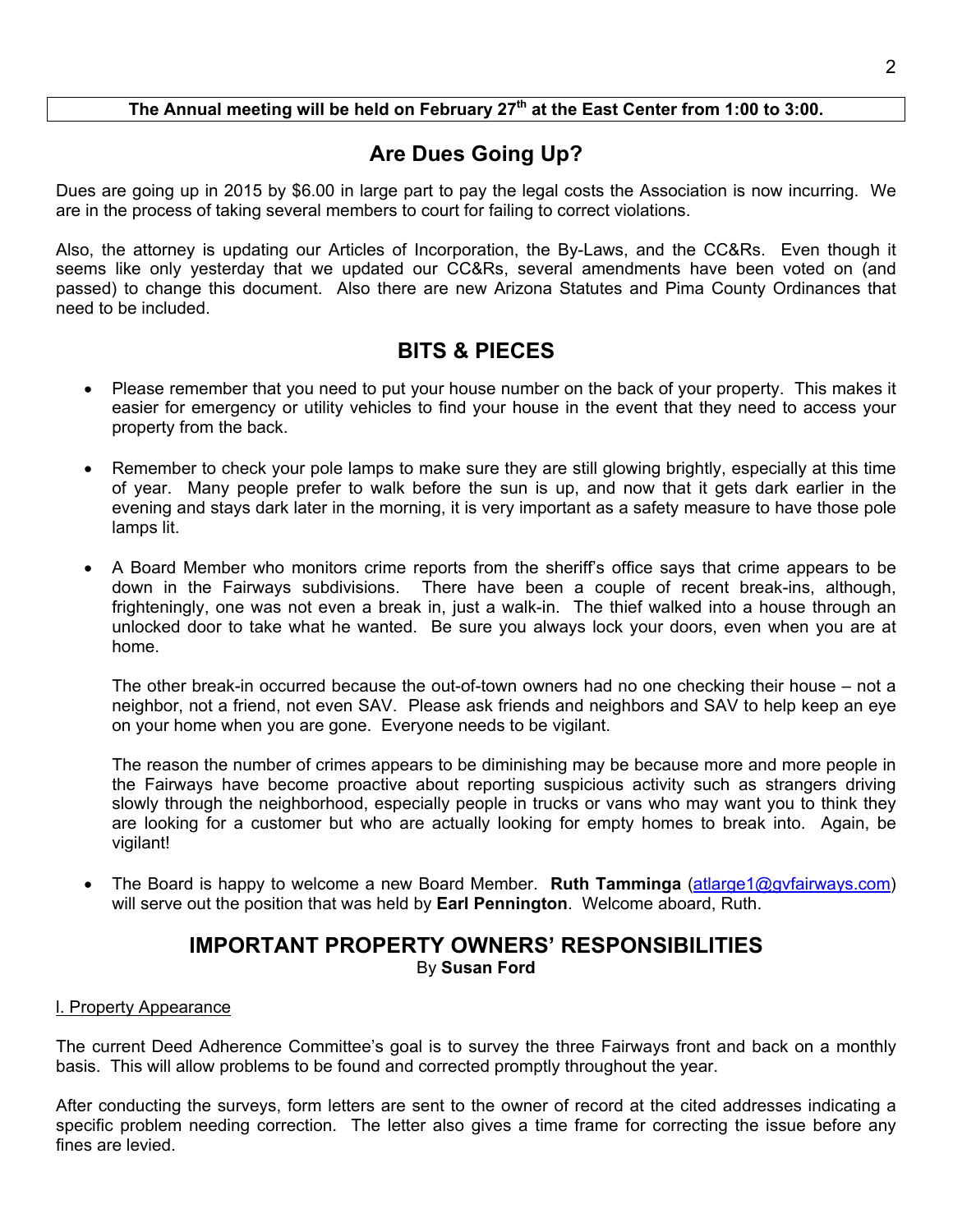**The Annual meeting will be held on February 27th at the East Center from 1:00 to 3:00.**

## Are Dues Going Up?

Dues are going up in 2015 by $6.00 in large part to pay the legal costs the Association is now incurring. We are in the process of taking several members to court for failing to correct violations.

Also, the attorney is updating our Articles of Incorporation, the By-Laws, and the CC&Rs. Even though it seems like only yesterday that we updated our CC&Rs, several amendments have been voted on (and passed) to change this document. Also there are new Arizona Statutes and Pima County Ordinances that need to be included.

## BITS & PIECES

- Please remember that you need to put your house number on the back of your property. This makes it easier for emergency or utility vehicles to find your house in the event that they need to access your property from the back.

- Remember to check your pole lamps to make sure they are still glowing brightly, especially at this time of year. Many people prefer to walk before the sun is up, and now that it gets dark earlier in the evening and stays dark later in the morning, it is very important as a safety measure to have those pole lamps lit.

- A Board Member who monitors crime reports from the sheriff's office says that crime appears to be down in the Fairways subdivisions. There have been a couple of recent break-ins, although, frighteningly, one was not even a break in, just a walk-in. The thief walked into a house through an unlocked door to take what he wanted. Be sure you always lock your doors, even when you are at home.

  The other break-in occurred because the out-of-town owners had no one checking their house – not a neighbor, not a friend, not even SAV. Please ask friends and neighbors and SAV to help keep an eye on your home when you are gone. Everyone needs to be vigilant.

  The reason the number of crimes appears to be diminishing may be because more and more people in the Fairways have become proactive about reporting suspicious activity such as strangers driving slowly through the neighborhood, especially people in trucks or vans who may want you to think they are looking for a customer but who are actually looking for empty homes to break into. Again, be vigilant!

- The Board is happy to welcome a new Board Member. **Ruth Tamminga** (atlarge1@gvfairways.com) will serve out the position that was held by **Earl Pennington**. Welcome aboard, Ruth.

## IMPORTANT PROPERTY OWNERS' RESPONSIBILITIES

By **Susan Ford**

I. Property Appearance

The current Deed Adherence Committee's goal is to survey the three Fairways front and back on a monthly basis. This will allow problems to be found and corrected promptly throughout the year.

After conducting the surveys, form letters are sent to the owner of record at the cited addresses indicating a specific problem needing correction. The letter also gives a time frame for correcting the issue before any fines are levied.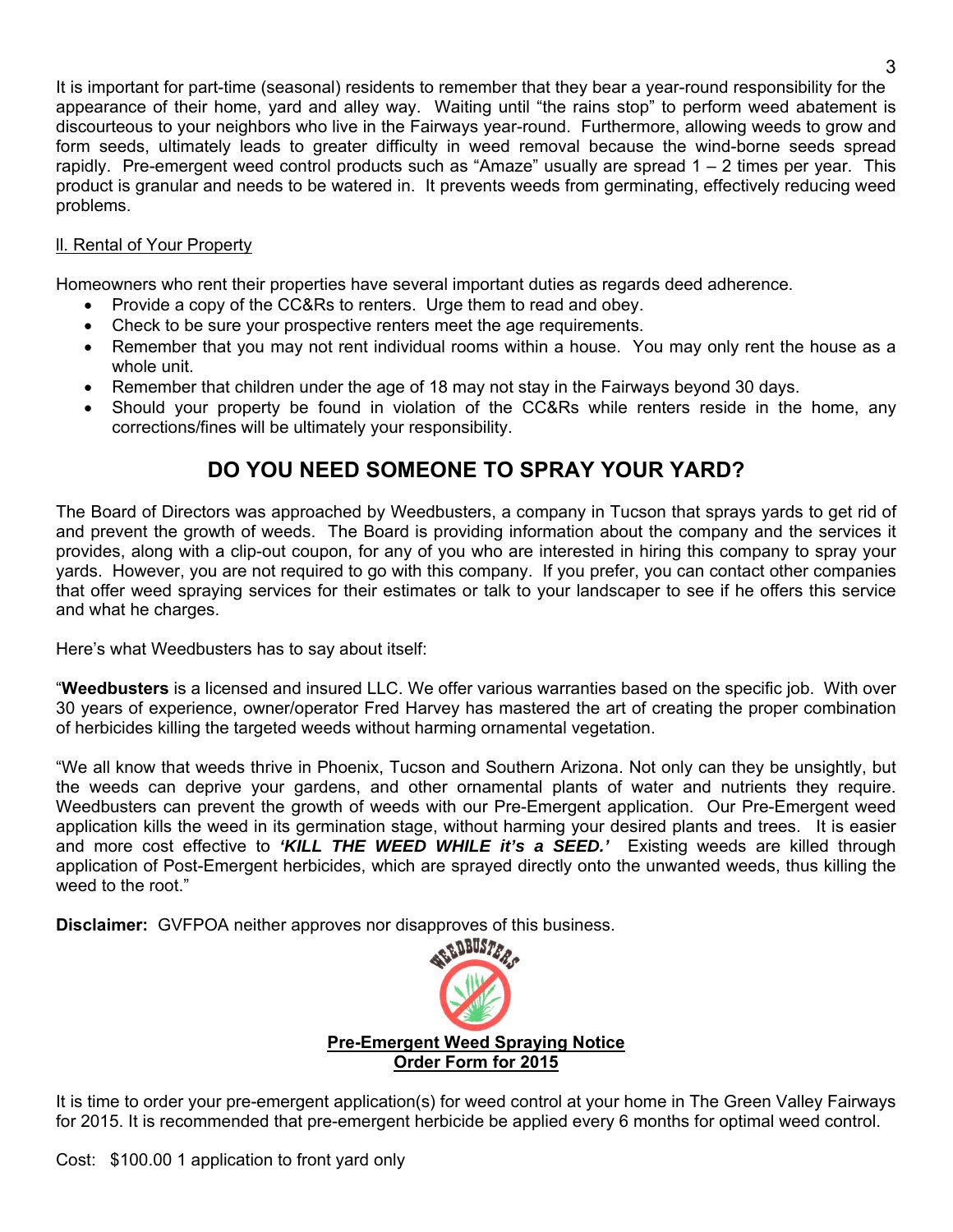It is important for part-time (seasonal) residents to remember that they bear a year-round responsibility for the appearance of their home, yard and alley way. Waiting until "the rains stop" to perform weed abatement is discourteous to your neighbors who live in the Fairways year-round. Furthermore, allowing weeds to grow and form seeds, ultimately leads to greater difficulty in weed removal because the wind-borne seeds spread rapidly. Pre-emergent weed control products such as "Amaze" usually are spread 1 – 2 times per year. This product is granular and needs to be watered in. It prevents weeds from germinating, effectively reducing weed problems.

II. Rental of Your Property

Homeowners who rent their properties have several important duties as regards deed adherence.

- Provide a copy of the CC&Rs to renters. Urge them to read and obey.
- Check to be sure your prospective renters meet the age requirements.
- Remember that you may not rent individual rooms within a house. You may only rent the house as a whole unit.
- Remember that children under the age of 18 may not stay in the Fairways beyond 30 days.
- Should your property be found in violation of the CC&Rs while renters reside in the home, any corrections/fines will be ultimately your responsibility.

## DO YOU NEED SOMEONE TO SPRAY YOUR YARD?

The Board of Directors was approached by Weedbusters, a company in Tucson that sprays yards to get rid of and prevent the growth of weeds. The Board is providing information about the company and the services it provides, along with a clip-out coupon, for any of you who are interested in hiring this company to spray your yards. However, you are not required to go with this company. If you prefer, you can contact other companies that offer weed spraying services for their estimates or talk to your landscaper to see if he offers this service and what he charges.

Here's what Weedbusters has to say about itself:

"**Weedbusters** is a licensed and insured LLC. We offer various warranties based on the specific job. With over 30 years of experience, owner/operator Fred Harvey has mastered the art of creating the proper combination of herbicides killing the targeted weeds without harming ornamental vegetation.

"We all know that weeds thrive in Phoenix, Tucson and Southern Arizona. Not only can they be unsightly, but the weeds can deprive your gardens, and other ornamental plants of water and nutrients they require. Weedbusters can prevent the growth of weeds with our Pre-Emergent application. Our Pre-Emergent weed application kills the weed in its germination stage, without harming your desired plants and trees. It is easier and more cost effective to ***'KILL THE WEED WHILE it's a SEED.'*** Existing weeds are killed through application of Post-Emergent herbicides, which are sprayed directly onto the unwanted weeds, thus killing the weed to the root."

**Disclaimer:** GVFPOA neither approves nor disapproves of this business.

WEEDBUSTERS

**Pre-Emergent Weed Spraying Notice**
**Order Form for 2015**

It is time to order your pre-emergent application(s) for weed control at your home in The Green Valley Fairways for 2015. It is recommended that pre-emergent herbicide be applied every 6 months for optimal weed control.

Cost: $100.00 1 application to front yard only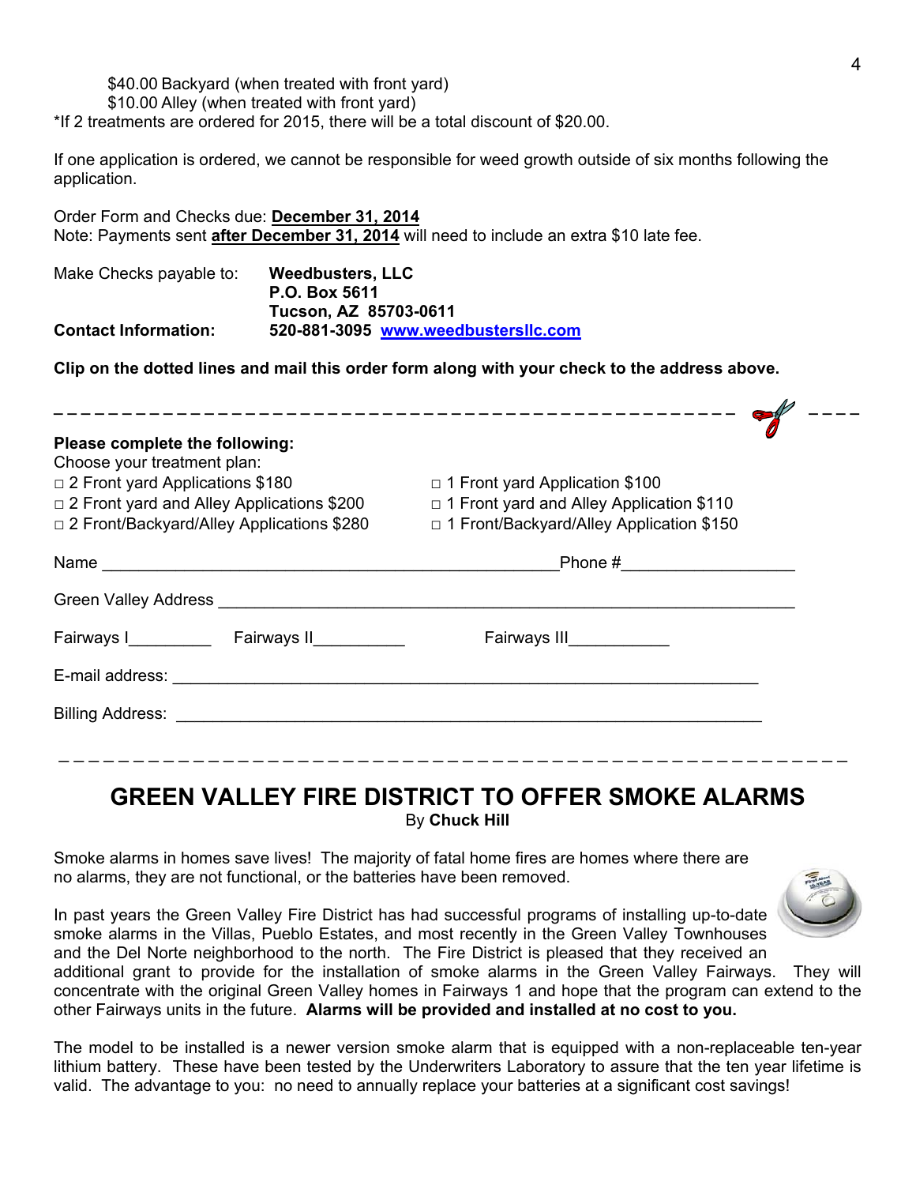$40.00 Backyard (when treated with front yard)
$10.00 Alley (when treated with front yard)
*If 2 treatments are ordered for 2015, there will be a total discount of $20.00.

If one application is ordered, we cannot be responsible for weed growth outside of six months following the application.

Order Form and Checks due: **December 31, 2014**
Note: Payments sent **after December 31, 2014** will need to include an extra $10 late fee.

Make Checks payable to: **Weedbusters, LLC**
**P.O. Box 5611**
**Tucson, AZ 85703-0611**
**Contact Information:** **520-881-3095** **www.weedbustersllc.com**

**Clip on the dotted lines and mail this order form along with your check to the address above.**

---

**Please complete the following:**
Choose your treatment plan:

- □ 2 Front yard Applications $180
- □ 2 Front yard and Alley Applications $200
- □ 2 Front/Backyard/Alley Applications $280
- □ 1 Front yard Application $100
- □ 1 Front yard and Alley Application $110
- □ 1 Front/Backyard/Alley Application $150

Name ______________________________ Phone #__________________

Green Valley Address ______________________________________________

Fairways I_________ Fairways II__________ Fairways III___________

E-mail address: ______________________________________________

Billing Address: ______________________________________________

---

# GREEN VALLEY FIRE DISTRICT TO OFFER SMOKE ALARMS

By **Chuck Hill**

Smoke alarms in homes save lives! The majority of fatal home fires are homes where there are no alarms, they are not functional, or the batteries have been removed.

In past years the Green Valley Fire District has had successful programs of installing up-to-date smoke alarms in the Villas, Pueblo Estates, and most recently in the Green Valley Townhouses and the Del Norte neighborhood to the north. The Fire District is pleased that they received an additional grant to provide for the installation of smoke alarms in the Green Valley Fairways. They will concentrate with the original Green Valley homes in Fairways 1 and hope that the program can extend to the other Fairways units in the future. **Alarms will be provided and installed at no cost to you.**

The model to be installed is a newer version smoke alarm that is equipped with a non-replaceable ten-year lithium battery. These have been tested by the Underwriters Laboratory to assure that the ten year lifetime is valid. The advantage to you: no need to annually replace your batteries at a significant cost savings!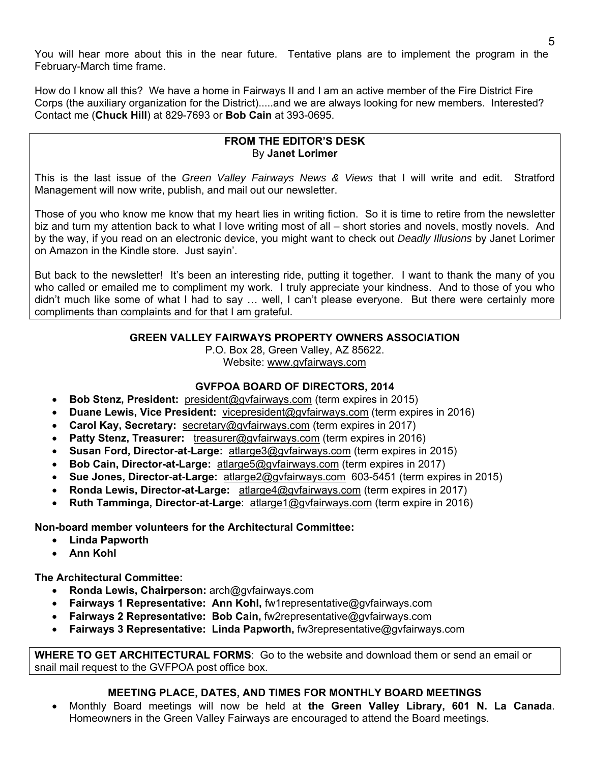You will hear more about this in the near future. Tentative plans are to implement the program in the February-March time frame.

How do I know all this? We have a home in Fairways II and I am an active member of the Fire District Fire Corps (the auxiliary organization for the District).....and we are always looking for new members. Interested? Contact me (**Chuck Hill**) at 829-7693 or **Bob Cain** at 393-0695.

### FROM THE EDITOR'S DESK

By **Janet Lorimer**

This is the last issue of the *Green Valley Fairways News & Views* that I will write and edit. Stratford Management will now write, publish, and mail out our newsletter.

Those of you who know me know that my heart lies in writing fiction. So it is time to retire from the newsletter biz and turn my attention back to what I love writing most of all – short stories and novels, mostly novels. And by the way, if you read on an electronic device, you might want to check out *Deadly Illusions* by Janet Lorimer on Amazon in the Kindle store. Just sayin'.

But back to the newsletter! It's been an interesting ride, putting it together. I want to thank the many of you who called or emailed me to compliment my work. I truly appreciate your kindness. And to those of you who didn't much like some of what I had to say … well, I can't please everyone. But there were certainly more compliments than complaints and for that I am grateful.

### GREEN VALLEY FAIRWAYS PROPERTY OWNERS ASSOCIATION

P.O. Box 28, Green Valley, AZ 85622.
Website: www.gvfairways.com

### GVFPOA BOARD OF DIRECTORS, 2014

- **Bob Stenz, President:** president@gvfairways.com (term expires in 2015)
- **Duane Lewis, Vice President:** vicepresident@gvfairways.com (term expires in 2016)
- **Carol Kay, Secretary:** secretary@gvfairways.com (term expires in 2017)
- **Patty Stenz, Treasurer:** treasurer@gvfairways.com (term expires in 2016)
- **Susan Ford, Director-at-Large:** atlarge3@gvfairways.com (term expires in 2015)
- **Bob Cain, Director-at-Large:** atlarge5@gvfairways.com (term expires in 2017)
- **Sue Jones, Director-at-Large:** atlarge2@gvfairways.com 603-5451 (term expires in 2015)
- **Ronda Lewis, Director-at-Large:** atlarge4@gvfairways.com (term expires in 2017)
- **Ruth Tamminga, Director-at-Large**: atlarge1@gvfairways.com (term expire in 2016)

**Non-board member volunteers for the Architectural Committee:**

- **Linda Papworth**
- **Ann Kohl**

**The Architectural Committee:**

- **Ronda Lewis, Chairperson:** arch@gvfairways.com
- **Fairways 1 Representative: Ann Kohl,** fw1representative@gvfairways.com
- **Fairways 2 Representative: Bob Cain,** fw2representative@gvfairways.com
- **Fairways 3 Representative: Linda Papworth,** fw3representative@gvfairways.com

**WHERE TO GET ARCHITECTURAL FORMS**: Go to the website and download them or send an email or snail mail request to the GVFPOA post office box.

### MEETING PLACE, DATES, AND TIMES FOR MONTHLY BOARD MEETINGS

- Monthly Board meetings will now be held at **the Green Valley Library, 601 N. La Canada**. Homeowners in the Green Valley Fairways are encouraged to attend the Board meetings.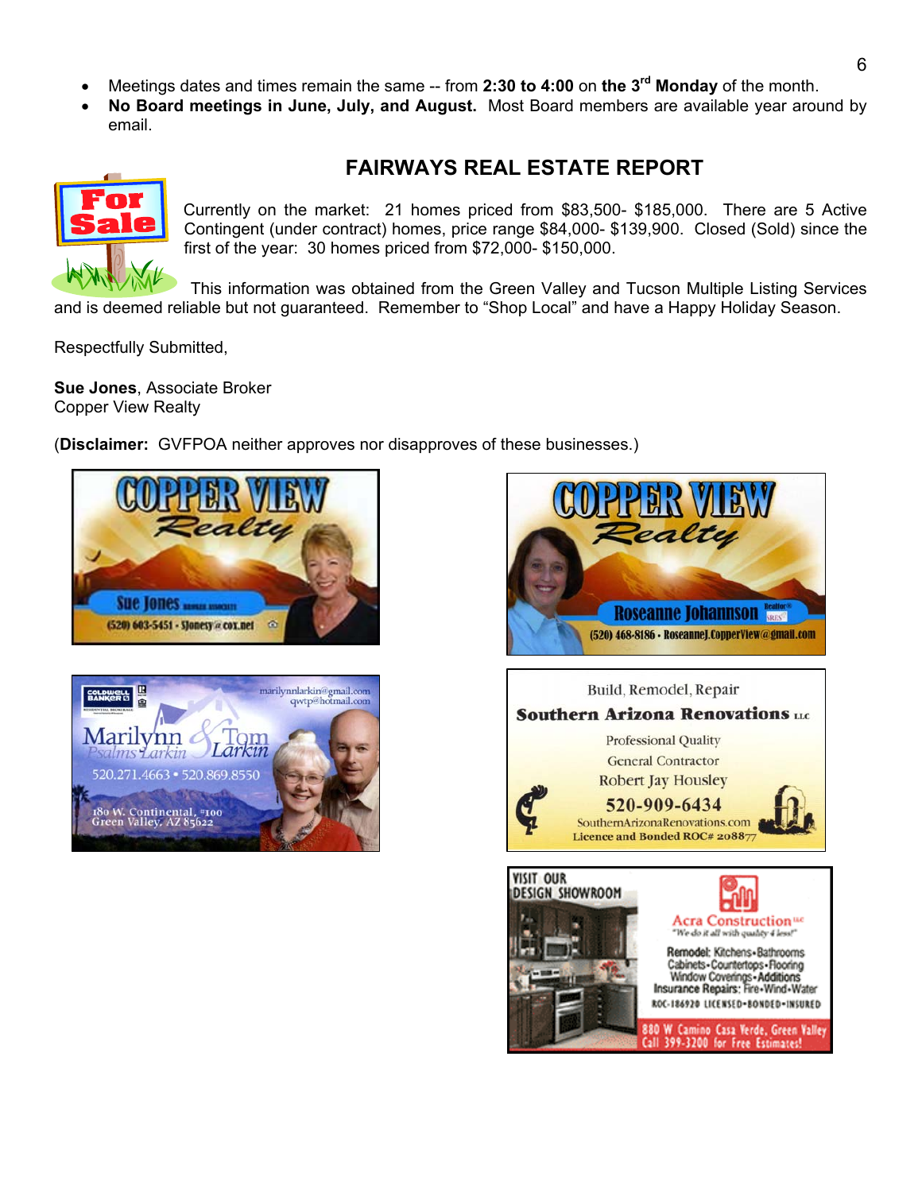- Meetings dates and times remain the same -- from **2:30 to 4:00** on **the 3rd Monday** of the month.
- **No Board meetings in June, July, and August.** Most Board members are available year around by email.

## FAIRWAYS REAL ESTATE REPORT

Currently on the market: 21 homes priced from $83,500- $185,000. There are 5 Active Contingent (under contract) homes, price range $84,000- $139,900. Closed (Sold) since the first of the year: 30 homes priced from $72,000- $150,000.

This information was obtained from the Green Valley and Tucson Multiple Listing Services and is deemed reliable but not guaranteed. Remember to "Shop Local" and have a Happy Holiday Season.

Respectfully Submitted,

**Sue Jones**, Associate Broker
Copper View Realty

(**Disclaimer:** GVFPOA neither approves nor disapproves of these businesses.)

COPPER VIEW Realty
Sue Jones
(520) 603-5451 • SJonesy@cox.net

COPPER VIEW Realty
Roseanne Johannson
(520) 468-8186 • RoseanneJ.CopperView@gmail.com

COLDWELL BANKER
marilynnlarkin@gmail.com
qwtp@hotmail.com
Marilynn Psalms Larkin & Tom Larkin
520.271.4663 • 520.869.8550
180 W. Continental, #100
Green Valley, AZ 85622

Build, Remodel, Repair
**Southern Arizona Renovations LLC**
Professional Quality
General Contractor
Robert Jay Housley
520-909-6434
SouthernArizonaRenovations.com
Licence and Bonded ROC# 208877

VISIT OUR DESIGN SHOWROOM
Acra Construction LLC
"We do it all with quality 4 less!"
Remodel: Kitchens • Bathrooms
Cabinets • Countertops • Flooring
Window Coverings • Additions
Insurance Repairs: Fire • Wind • Water
ROC-186920 LICENSED • BONDED • INSURED
880 W Camino Casa Verde, Green Valley
Call 399-3200 for Free Estimates!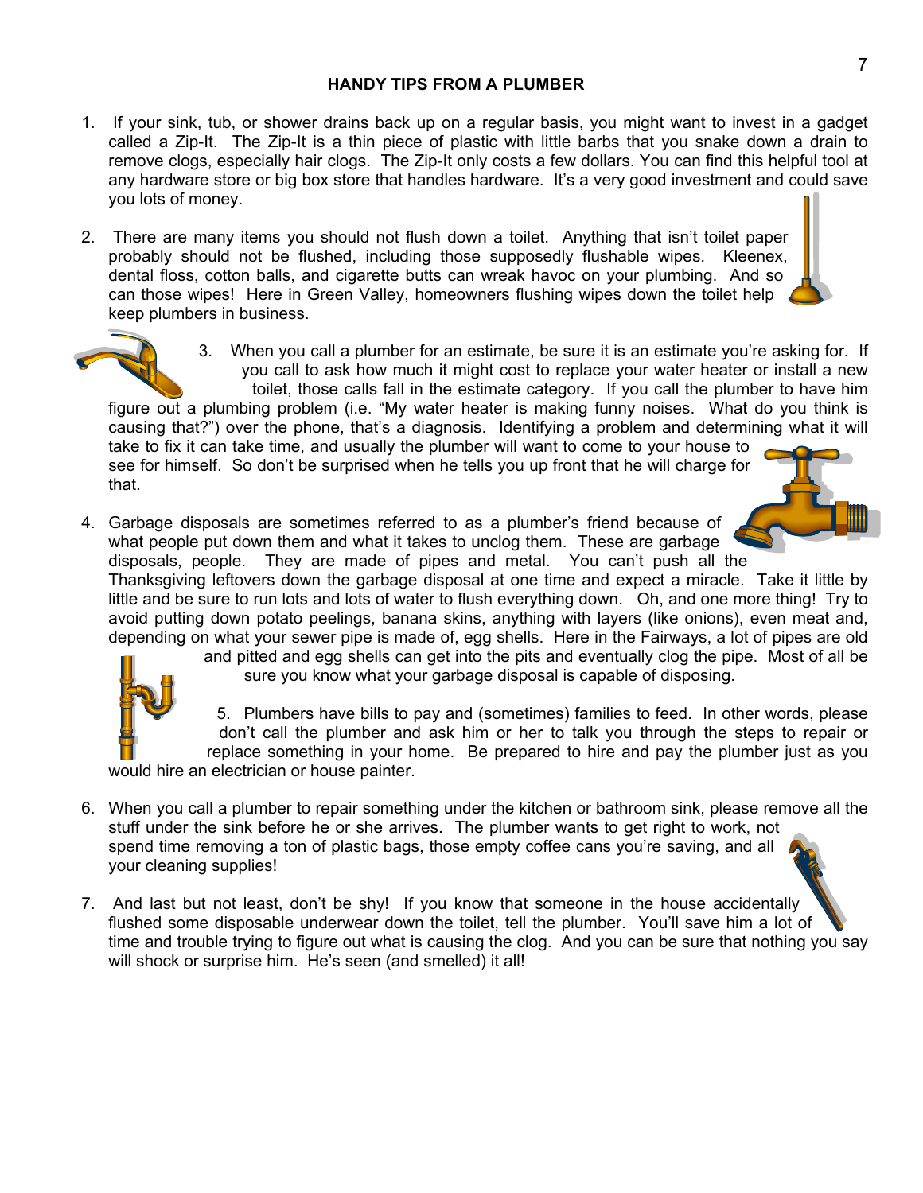# HANDY TIPS FROM A PLUMBER

1. If your sink, tub, or shower drains back up on a regular basis, you might want to invest in a gadget called a Zip-It. The Zip-It is a thin piece of plastic with little barbs that you snake down a drain to remove clogs, especially hair clogs. The Zip-It only costs a few dollars. You can find this helpful tool at any hardware store or big box store that handles hardware. It's a very good investment and could save you lots of money.

2. There are many items you should not flush down a toilet. Anything that isn't toilet paper probably should not be flushed, including those supposedly flushable wipes. Kleenex, dental floss, cotton balls, and cigarette butts can wreak havoc on your plumbing. And so can those wipes! Here in Green Valley, homeowners flushing wipes down the toilet help keep plumbers in business.

3. When you call a plumber for an estimate, be sure it is an estimate you're asking for. If you call to ask how much it might cost to replace your water heater or install a new toilet, those calls fall in the estimate category. If you call the plumber to have him figure out a plumbing problem (i.e. "My water heater is making funny noises. What do you think is causing that?") over the phone, that's a diagnosis. Identifying a problem and determining what it will take to fix it can take time, and usually the plumber will want to come to your house to see for himself. So don't be surprised when he tells you up front that he will charge for that.

4. Garbage disposals are sometimes referred to as a plumber's friend because of what people put down them and what it takes to unclog them. These are garbage disposals, people. They are made of pipes and metal. You can't push all the Thanksgiving leftovers down the garbage disposal at one time and expect a miracle. Take it little by little and be sure to run lots and lots of water to flush everything down. Oh, and one more thing! Try to avoid putting down potato peelings, banana skins, anything with layers (like onions), even meat and, depending on what your sewer pipe is made of, egg shells. Here in the Fairways, a lot of pipes are old and pitted and egg shells can get into the pits and eventually clog the pipe. Most of all be sure you know what your garbage disposal is capable of disposing.

5. Plumbers have bills to pay and (sometimes) families to feed. In other words, please don't call the plumber and ask him or her to talk you through the steps to repair or replace something in your home. Be prepared to hire and pay the plumber just as you would hire an electrician or house painter.

6. When you call a plumber to repair something under the kitchen or bathroom sink, please remove all the stuff under the sink before he or she arrives. The plumber wants to get right to work, not spend time removing a ton of plastic bags, those empty coffee cans you're saving, and all your cleaning supplies!

7. And last but not least, don't be shy! If you know that someone in the house accidentally flushed some disposable underwear down the toilet, tell the plumber. You'll save him a lot of time and trouble trying to figure out what is causing the clog. And you can be sure that nothing you say will shock or surprise him. He's seen (and smelled) it all!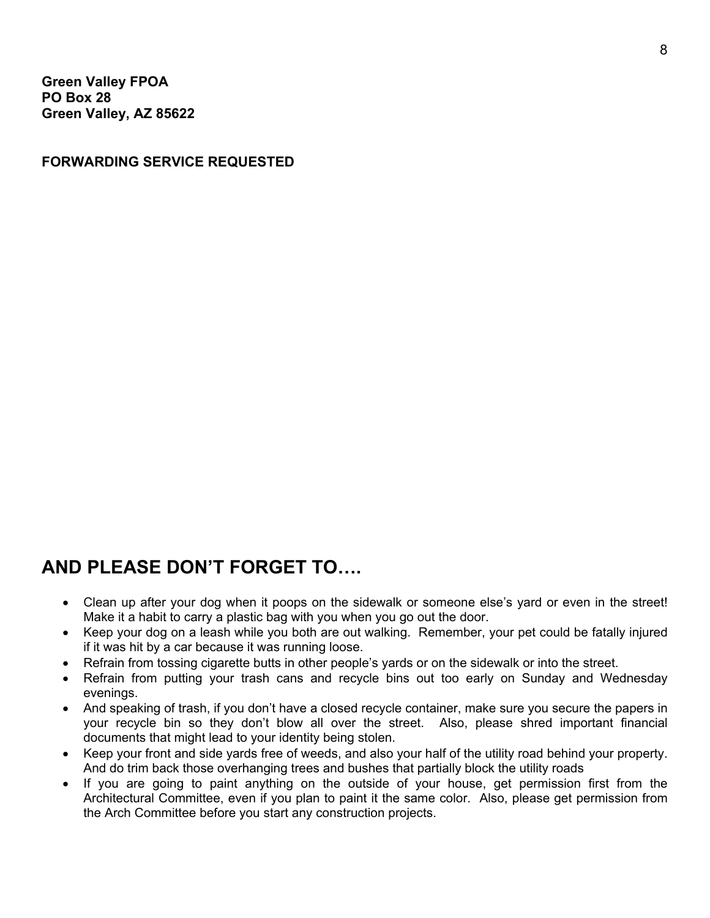**Green Valley FPOA**
**PO Box 28**
**Green Valley, AZ 85622**

**FORWARDING SERVICE REQUESTED**

## AND PLEASE DON'T FORGET TO….

- Clean up after your dog when it poops on the sidewalk or someone else's yard or even in the street! Make it a habit to carry a plastic bag with you when you go out the door.
- Keep your dog on a leash while you both are out walking. Remember, your pet could be fatally injured if it was hit by a car because it was running loose.
- Refrain from tossing cigarette butts in other people's yards or on the sidewalk or into the street.
- Refrain from putting your trash cans and recycle bins out too early on Sunday and Wednesday evenings.
- And speaking of trash, if you don't have a closed recycle container, make sure you secure the papers in your recycle bin so they don't blow all over the street. Also, please shred important financial documents that might lead to your identity being stolen.
- Keep your front and side yards free of weeds, and also your half of the utility road behind your property. And do trim back those overhanging trees and bushes that partially block the utility roads
- If you are going to paint anything on the outside of your house, get permission first from the Architectural Committee, even if you plan to paint it the same color. Also, please get permission from the Arch Committee before you start any construction projects.